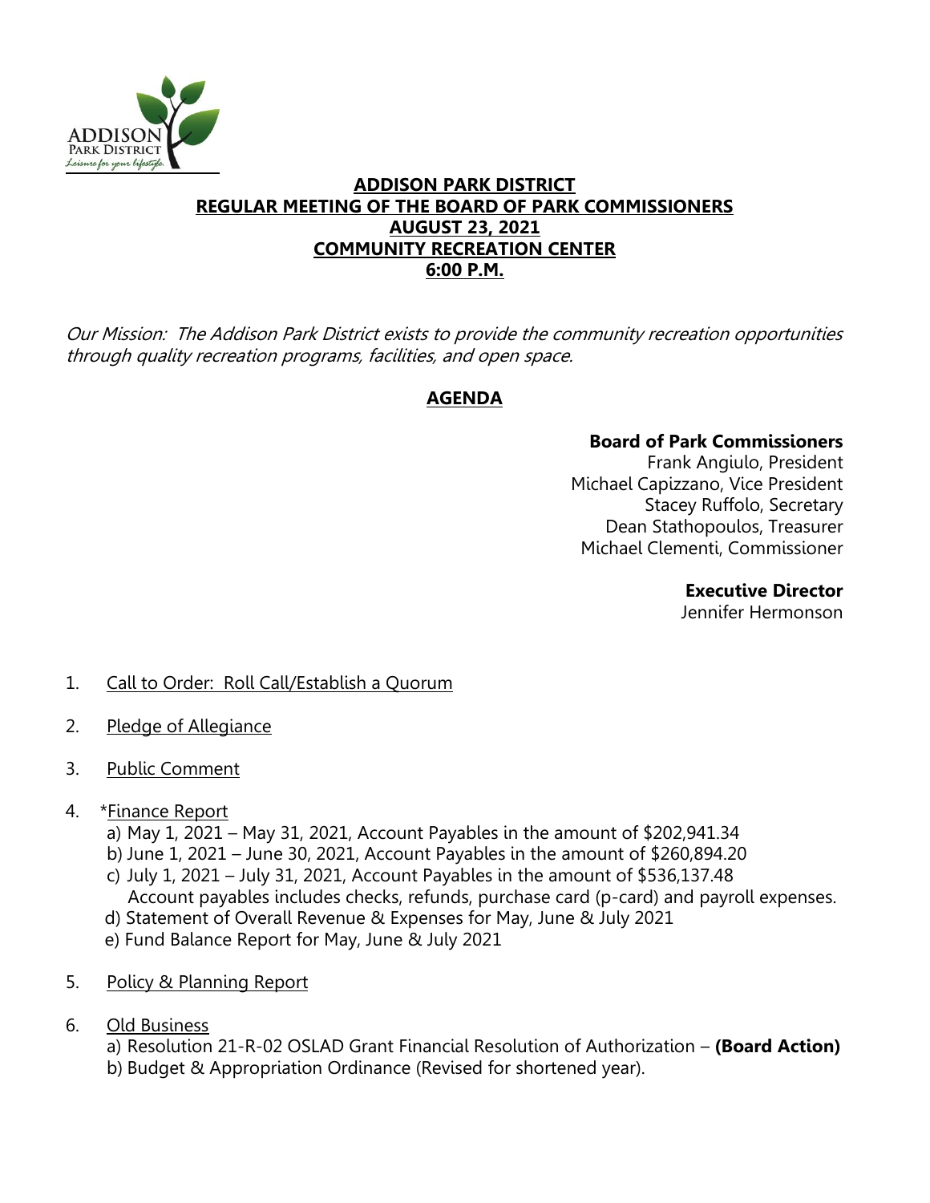ADDISON
PARK DISTRICT
*Leisure for your lifestyle.*

# ADDISON PARK DISTRICT
## REGULAR MEETING OF THE BOARD OF PARK COMMISSIONERS
## AUGUST 23, 2021
## COMMUNITY RECREATION CENTER
## 6:00 P.M.

*Our Mission: The Addison Park District exists to provide the community recreation opportunities through quality recreation programs, facilities, and open space.*

## AGENDA

**Board of Park Commissioners**
Frank Angiulo, President
Michael Capizzano, Vice President
Stacey Ruffolo, Secretary
Dean Stathopoulos, Treasurer
Michael Clementi, Commissioner

**Executive Director**
Jennifer Hermonson

1. Call to Order: Roll Call/Establish a Quorum

2. Pledge of Allegiance

3. Public Comment

4. *Finance Report
   a) May 1, 2021 – May 31, 2021, Account Payables in the amount of $202,941.34
   b) June 1, 2021 – June 30, 2021, Account Payables in the amount of $260,894.20
   c) July 1, 2021 – July 31, 2021, Account Payables in the amount of $536,137.48
      Account payables includes checks, refunds, purchase card (p-card) and payroll expenses.
   d) Statement of Overall Revenue & Expenses for May, June & July 2021
   e) Fund Balance Report for May, June & July 2021

5. Policy & Planning Report

6. Old Business
   a) Resolution 21-R-02 OSLAD Grant Financial Resolution of Authorization – **(Board Action)**
   b) Budget & Appropriation Ordinance (Revised for shortened year).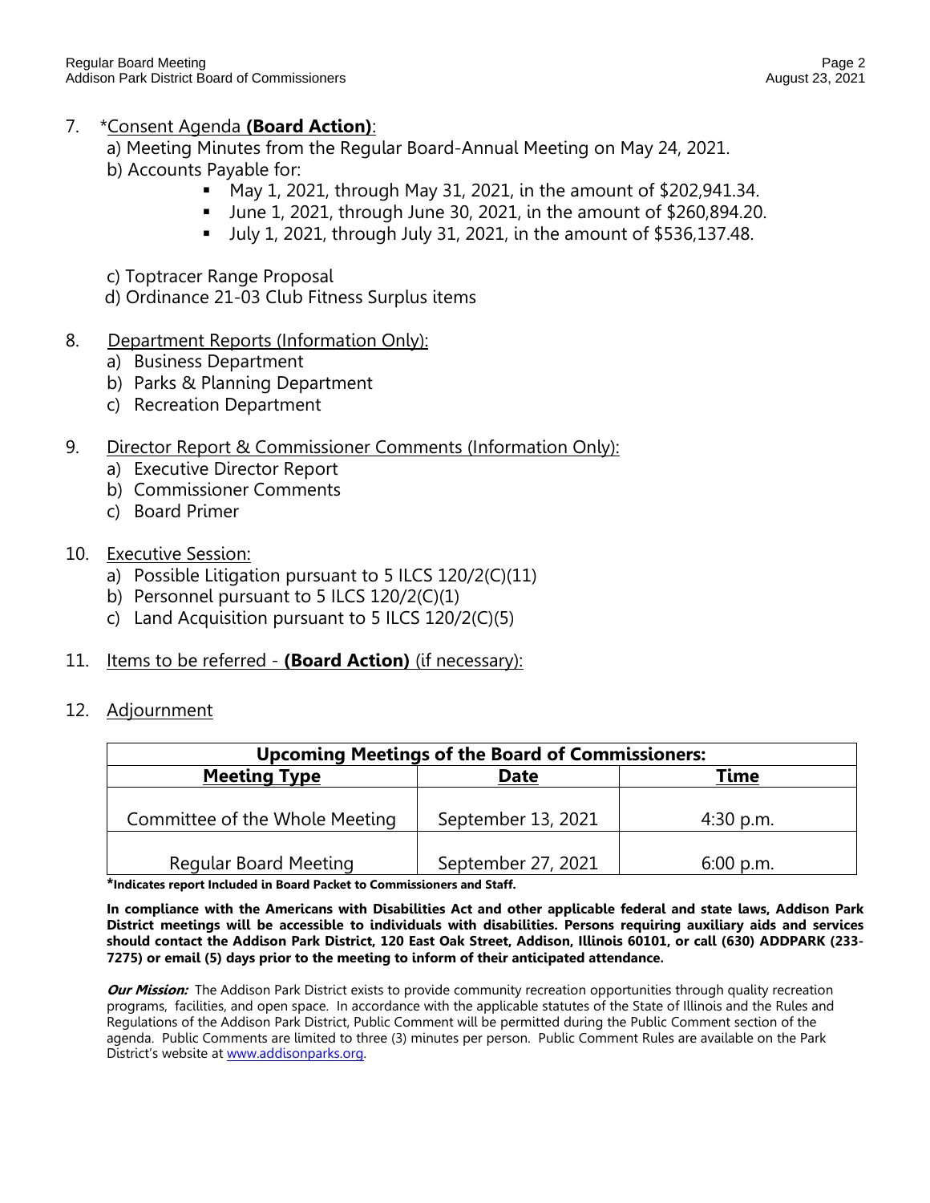7. *Consent Agenda **(Board Action)**:

   a) Meeting Minutes from the Regular Board-Annual Meeting on May 24, 2021.

   b) Accounts Payable for:

   - May 1, 2021, through May 31, 2021, in the amount of $202,941.34.
   - June 1, 2021, through June 30, 2021, in the amount of $260,894.20.
   - July 1, 2021, through July 31, 2021, in the amount of $536,137.48.

   c) Toptracer Range Proposal

   d) Ordinance 21-03 Club Fitness Surplus items

8. Department Reports (Information Only):
   a) Business Department
   b) Parks & Planning Department
   c) Recreation Department

9. Director Report & Commissioner Comments (Information Only):
   a) Executive Director Report
   b) Commissioner Comments
   c) Board Primer

10. Executive Session:
    a) Possible Litigation pursuant to 5 ILCS 120/2(C)(11)
    b) Personnel pursuant to 5 ILCS 120/2(C)(1)
    c) Land Acquisition pursuant to 5 ILCS 120/2(C)(5)

11. Items to be referred - **(Board Action)** (if necessary):

12. Adjournment

| **Upcoming Meetings of the Board of Commissioners:** | | |
|---|---|---|
| **Meeting Type** | **Date** | **Time** |
| Committee of the Whole Meeting | September 13, 2021 | 4:30 p.m. |
| Regular Board Meeting | September 27, 2021 | 6:00 p.m. |

***Indicates report Included in Board Packet to Commissioners and Staff.**

**In compliance with the Americans with Disabilities Act and other applicable federal and state laws, Addison Park District meetings will be accessible to individuals with disabilities. Persons requiring auxiliary aids and services should contact the Addison Park District, 120 East Oak Street, Addison, Illinois 60101, or call (630) ADDPARK (233-7275) or email (5) days prior to the meeting to inform of their anticipated attendance.**

***Our Mission:*** The Addison Park District exists to provide community recreation opportunities through quality recreation programs, facilities, and open space. In accordance with the applicable statutes of the State of Illinois and the Rules and Regulations of the Addison Park District, Public Comment will be permitted during the Public Comment section of the agenda. Public Comments are limited to three (3) minutes per person. Public Comment Rules are available on the Park District's website at www.addisonparks.org.